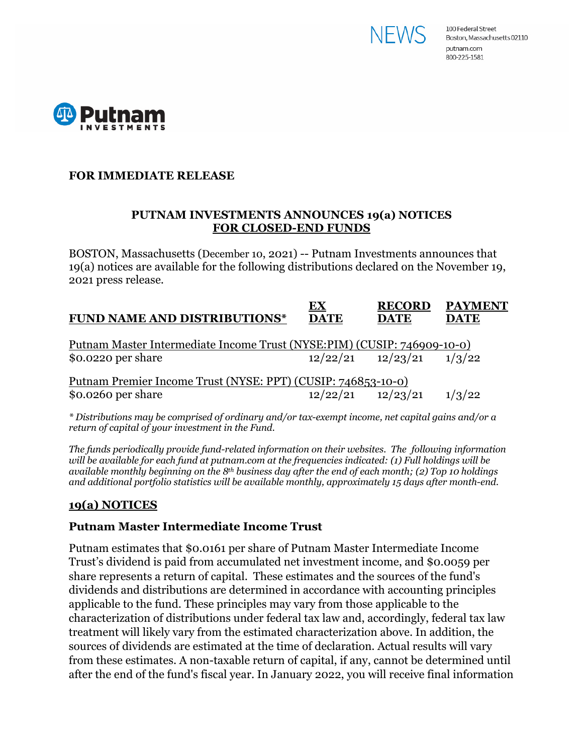NEWS

100 Federal Street
Boston, Massachusetts 02110
putnam.com
800-225-1581

Putnam INVESTMENTS

**FOR IMMEDIATE RELEASE**

## PUTNAM INVESTMENTS ANNOUNCES 19(a) NOTICES FOR CLOSED-END FUNDS

BOSTON, Massachusetts (December 10, 2021) -- Putnam Investments announces that 19(a) notices are available for the following distributions declared on the November 19, 2021 press release.

| FUND NAME AND DISTRIBUTIONS* | EX DATE | RECORD DATE | PAYMENT DATE |
|---|---|---|---|
| Putnam Master Intermediate Income Trust (NYSE:PIM) (CUSIP: 746909-10-0) | | | |
| $0.0220 per share | 12/22/21 | 12/23/21 | 1/3/22 |
| Putnam Premier Income Trust (NYSE: PPT) (CUSIP: 746853-10-0) | | | |
| $0.0260 per share | 12/22/21 | 12/23/21 | 1/3/22 |

*\* Distributions may be comprised of ordinary and/or tax-exempt income, net capital gains and/or a return of capital of your investment in the Fund.*

*The funds periodically provide fund-related information on their websites. The following information will be available for each fund at putnam.com at the frequencies indicated: (1) Full holdings will be available monthly beginning on the 8th business day after the end of each month; (2) Top 10 holdings and additional portfolio statistics will be available monthly, approximately 15 days after month-end.*

## 19(a) NOTICES

### Putnam Master Intermediate Income Trust

Putnam estimates that $0.0161 per share of Putnam Master Intermediate Income Trust's dividend is paid from accumulated net investment income, and $0.0059 per share represents a return of capital. These estimates and the sources of the fund's dividends and distributions are determined in accordance with accounting principles applicable to the fund. These principles may vary from those applicable to the characterization of distributions under federal tax law and, accordingly, federal tax law treatment will likely vary from the estimated characterization above. In addition, the sources of dividends are estimated at the time of declaration. Actual results will vary from these estimates. A non-taxable return of capital, if any, cannot be determined until after the end of the fund's fiscal year. In January 2022, you will receive final information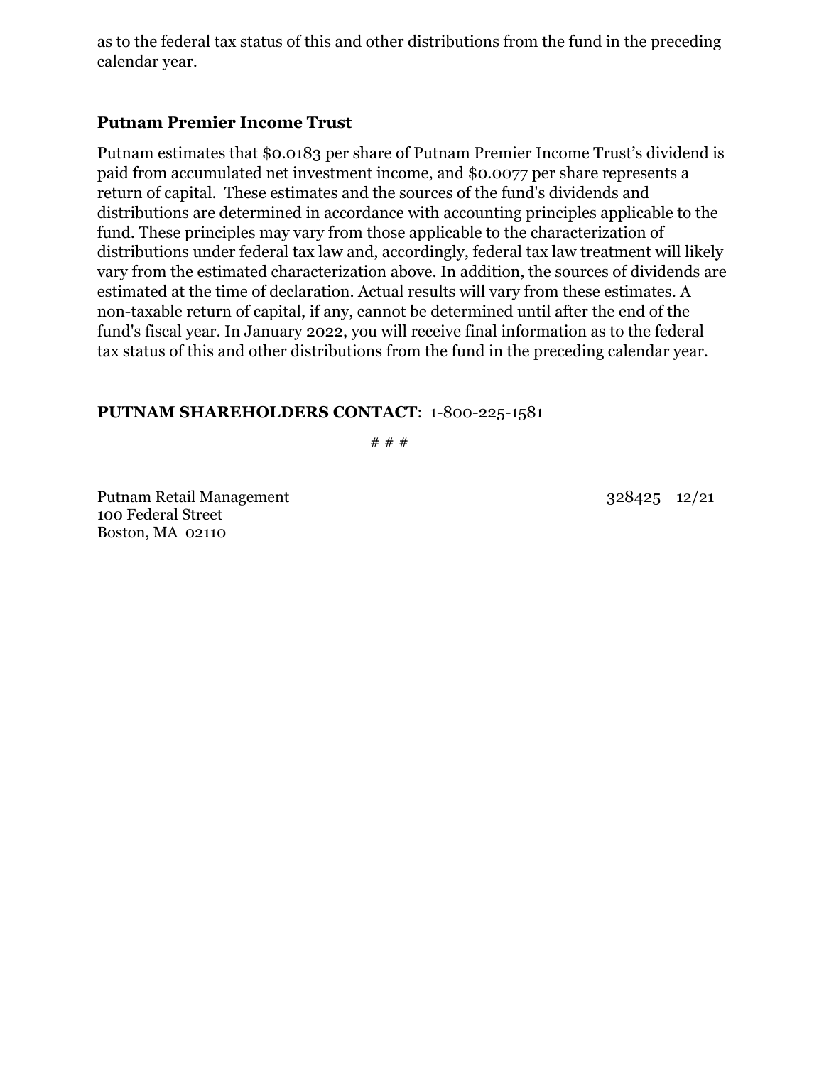as to the federal tax status of this and other distributions from the fund in the preceding calendar year.

### Putnam Premier Income Trust

Putnam estimates that $0.0183 per share of Putnam Premier Income Trust's dividend is paid from accumulated net investment income, and $0.0077 per share represents a return of capital. These estimates and the sources of the fund's dividends and distributions are determined in accordance with accounting principles applicable to the fund. These principles may vary from those applicable to the characterization of distributions under federal tax law and, accordingly, federal tax law treatment will likely vary from the estimated characterization above. In addition, the sources of dividends are estimated at the time of declaration. Actual results will vary from these estimates. A non-taxable return of capital, if any, cannot be determined until after the end of the fund's fiscal year. In January 2022, you will receive final information as to the federal tax status of this and other distributions from the fund in the preceding calendar year.

**PUTNAM SHAREHOLDERS CONTACT**: 1-800-225-1581

# # #

Putnam Retail Management
100 Federal Street
Boston, MA 02110

328425 12/21